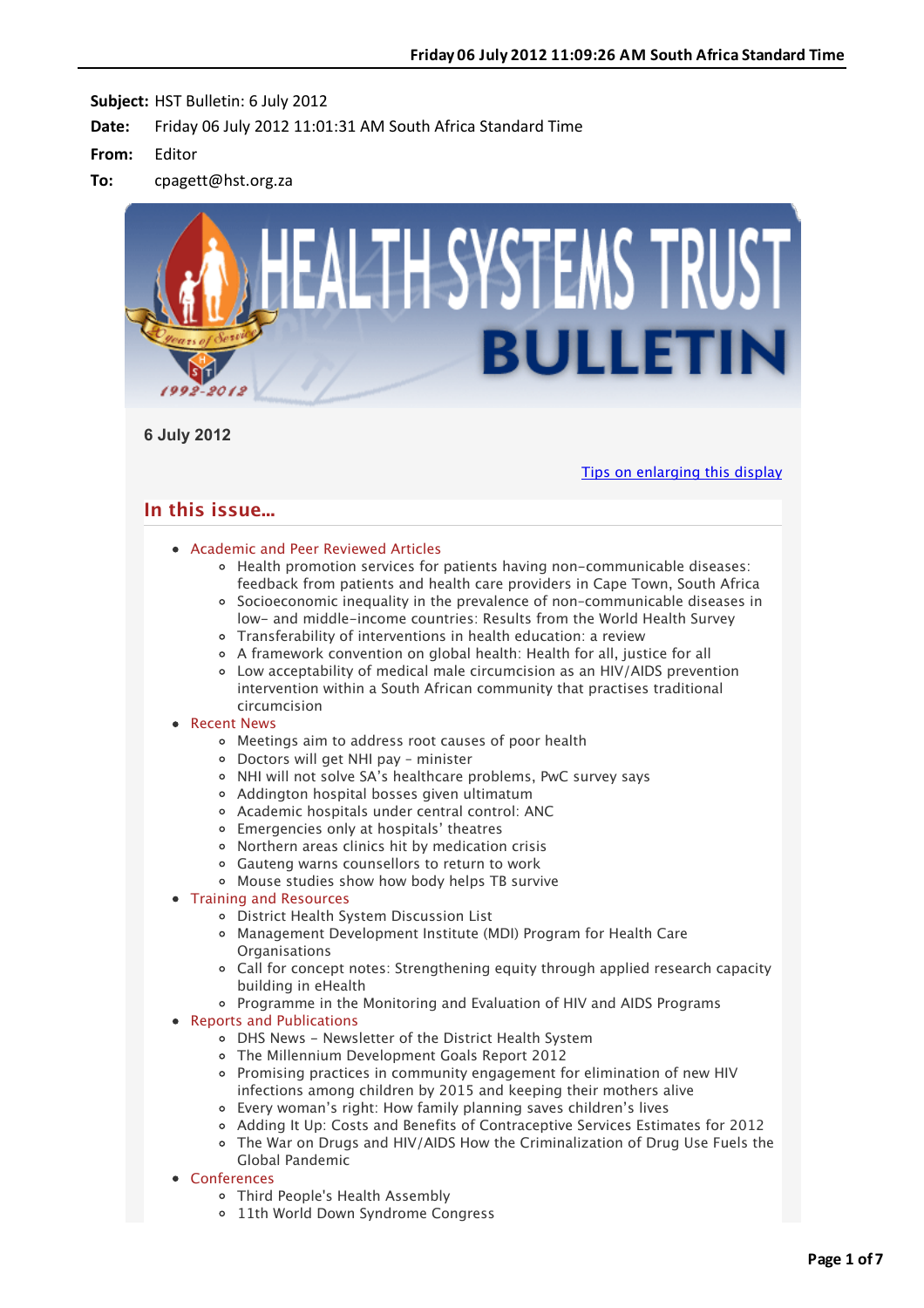**Subject:** HST Bulletin: 6 July 2012

**Date:** Friday 06 July 2012 11:01:31 AM South Africa Standard Time

**From:** Editor

**To:** cpagett@hst.org.za

6 July 2012

Tips on enlarging this display

## In this issue...

- Academic and Peer Reviewed Articles
  - Health promotion services for patients having non-communicable diseases: feedback from patients and health care providers in Cape Town, South Africa
  - Socioeconomic inequality in the prevalence of non-communicable diseases in low- and middle-income countries: Results from the World Health Survey
  - Transferability of interventions in health education: a review
  - A framework convention on global health: Health for all, justice for all
  - Low acceptability of medical male circumcision as an HIV/AIDS prevention intervention within a South African community that practises traditional circumcision
- Recent News
  - Meetings aim to address root causes of poor health
  - Doctors will get NHI pay - minister
  - NHI will not solve SA's healthcare problems, PwC survey says
  - Addington hospital bosses given ultimatum
  - Academic hospitals under central control: ANC
  - Emergencies only at hospitals' theatres
  - Northern areas clinics hit by medication crisis
  - Gauteng warns counsellors to return to work
  - Mouse studies show how body helps TB survive
- Training and Resources
  - District Health System Discussion List
  - Management Development Institute (MDI) Program for Health Care Organisations
  - Call for concept notes: Strengthening equity through applied research capacity building in eHealth
  - Programme in the Monitoring and Evaluation of HIV and AIDS Programs
- Reports and Publications
  - DHS News - Newsletter of the District Health System
  - The Millennium Development Goals Report 2012
  - Promising practices in community engagement for elimination of new HIV infections among children by 2015 and keeping their mothers alive
  - Every woman's right: How family planning saves children's lives
  - Adding It Up: Costs and Benefits of Contraceptive Services Estimates for 2012
  - The War on Drugs and HIV/AIDS How the Criminalization of Drug Use Fuels the Global Pandemic
- Conferences
  - Third People's Health Assembly
  - 11th World Down Syndrome Congress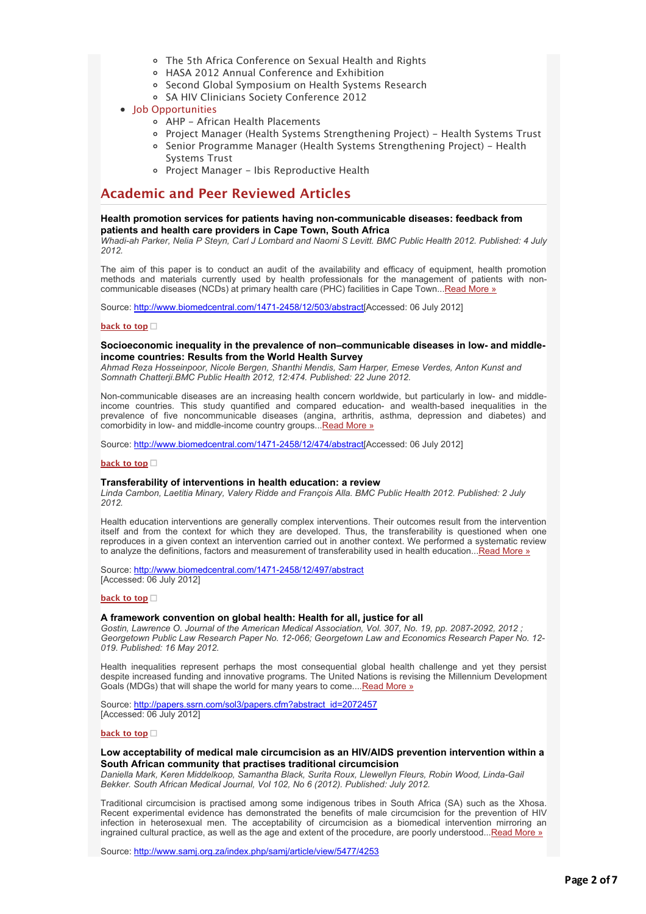- The 5th Africa Conference on Sexual Health and Rights
    - HASA 2012 Annual Conference and Exhibition
    - Second Global Symposium on Health Systems Research
    - SA HIV Clinicians Society Conference 2012
- Job Opportunities
    - AHP – African Health Placements
    - Project Manager (Health Systems Strengthening Project) – Health Systems Trust
    - Senior Programme Manager (Health Systems Strengthening Project) – Health Systems Trust
    - Project Manager – Ibis Reproductive Health

## Academic and Peer Reviewed Articles

**Health promotion services for patients having non-communicable diseases: feedback from patients and health care providers in Cape Town, South Africa**
*Whadi-ah Parker, Nelia P Steyn, Carl J Lombard and Naomi S Levitt. BMC Public Health 2012. Published: 4 July 2012.*

The aim of this paper is to conduct an audit of the availability and efficacy of equipment, health promotion methods and materials currently used by health professionals for the management of patients with non-communicable diseases (NCDs) at primary health care (PHC) facilities in Cape Town...Read More »

Source: http://www.biomedcentral.com/1471-2458/12/503/abstract[Accessed: 06 July 2012]

back to top

**Socioeconomic inequality in the prevalence of non–communicable diseases in low- and middle-income countries: Results from the World Health Survey**
*Ahmad Reza Hosseinpoor, Nicole Bergen, Shanthi Mendis, Sam Harper, Emese Verdes, Anton Kunst and Somnath Chatterji.BMC Public Health 2012, 12:474. Published: 22 June 2012.*

Non-communicable diseases are an increasing health concern worldwide, but particularly in low- and middle-income countries. This study quantified and compared education- and wealth-based inequalities in the prevalence of five noncommunicable diseases (angina, arthritis, asthma, depression and diabetes) and comorbidity in low- and middle-income country groups...Read More »

Source: http://www.biomedcentral.com/1471-2458/12/474/abstract[Accessed: 06 July 2012]

back to top

**Transferability of interventions in health education: a review**
*Linda Cambon, Laetitia Minary, Valery Ridde and François Alla. BMC Public Health 2012. Published: 2 July 2012.*

Health education interventions are generally complex interventions. Their outcomes result from the intervention itself and from the context for which they are developed. Thus, the transferability is questioned when one reproduces in a given context an intervention carried out in another context. We performed a systematic review to analyze the definitions, factors and measurement of transferability used in health education...Read More »

Source: http://www.biomedcentral.com/1471-2458/12/497/abstract
[Accessed: 06 July 2012]

back to top

**A framework convention on global health: Health for all, justice for all**
*Gostin, Lawrence O. Journal of the American Medical Association, Vol. 307, No. 19, pp. 2087-2092, 2012 ; Georgetown Public Law Research Paper No. 12-066; Georgetown Law and Economics Research Paper No. 12-019. Published: 16 May 2012.*

Health inequalities represent perhaps the most consequential global health challenge and yet they persist despite increased funding and innovative programs. The United Nations is revising the Millennium Development Goals (MDGs) that will shape the world for many years to come....Read More »

Source: http://papers.ssrn.com/sol3/papers.cfm?abstract_id=2072457
[Accessed: 06 July 2012]

back to top

**Low acceptability of medical male circumcision as an HIV/AIDS prevention intervention within a South African community that practises traditional circumcision**
*Daniella Mark, Keren Middelkoop, Samantha Black, Surita Roux, Llewellyn Fleurs, Robin Wood, Linda-Gail Bekker. South African Medical Journal, Vol 102, No 6 (2012). Published: July 2012.*

Traditional circumcision is practised among some indigenous tribes in South Africa (SA) such as the Xhosa. Recent experimental evidence has demonstrated the benefits of male circumcision for the prevention of HIV infection in heterosexual men. The acceptability of circumcision as a biomedical intervention mirroring an ingrained cultural practice, as well as the age and extent of the procedure, are poorly understood...Read More »

Source: http://www.samj.org.za/index.php/samj/article/view/5477/4253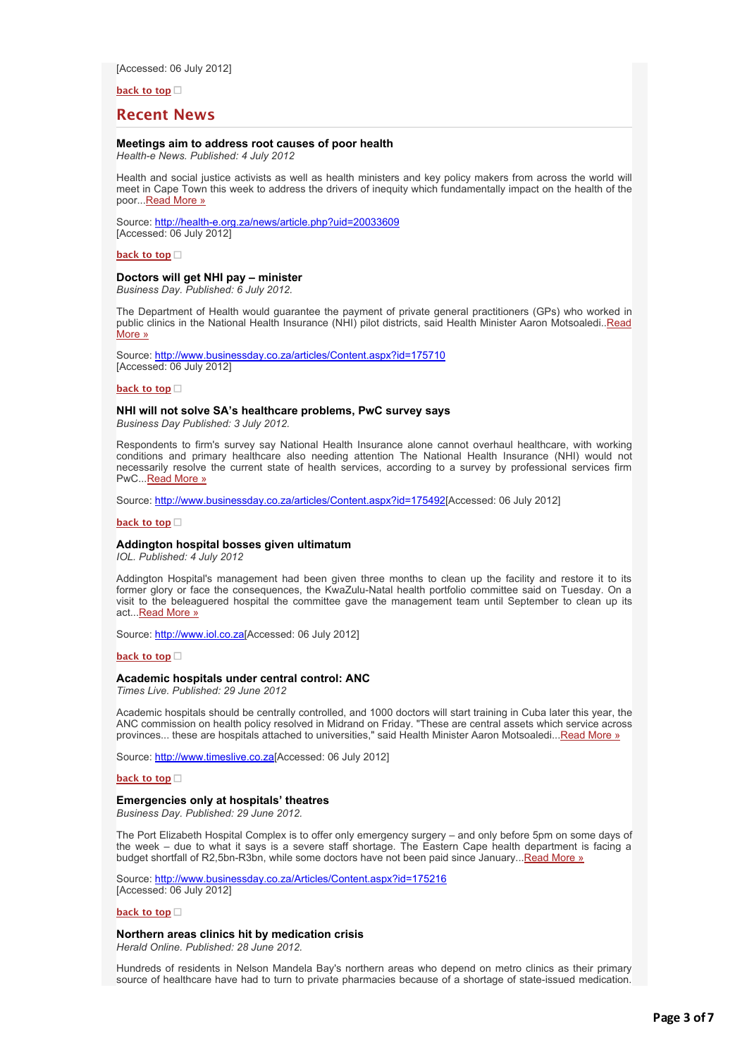[Accessed: 06 July 2012]

**back to top**

## Recent News

### Meetings aim to address root causes of poor health

*Health-e News. Published: 4 July 2012*

Health and social justice activists as well as health ministers and key policy makers from across the world will meet in Cape Town this week to address the drivers of inequity which fundamentally impact on the health of the poor...Read More »

Source: http://health-e.org.za/news/article.php?uid=20033609
[Accessed: 06 July 2012]

**back to top**

### Doctors will get NHI pay – minister

*Business Day. Published: 6 July 2012.*

The Department of Health would guarantee the payment of private general practitioners (GPs) who worked in public clinics in the National Health Insurance (NHI) pilot districts, said Health Minister Aaron Motsoaledi..Read More »

Source: http://www.businessday.co.za/articles/Content.aspx?id=175710
[Accessed: 06 July 2012]

**back to top**

### NHI will not solve SA's healthcare problems, PwC survey says

*Business Day Published: 3 July 2012.*

Respondents to firm's survey say National Health Insurance alone cannot overhaul healthcare, with working conditions and primary healthcare also needing attention The National Health Insurance (NHI) would not necessarily resolve the current state of health services, according to a survey by professional services firm PwC...Read More »

Source: http://www.businessday.co.za/articles/Content.aspx?id=175492[Accessed: 06 July 2012]

**back to top**

### Addington hospital bosses given ultimatum

*IOL. Published: 4 July 2012*

Addington Hospital's management had been given three months to clean up the facility and restore it to its former glory or face the consequences, the KwaZulu-Natal health portfolio committee said on Tuesday. On a visit to the beleaguered hospital the committee gave the management team until September to clean up its act...Read More »

Source: http://www.iol.co.za[Accessed: 06 July 2012]

**back to top**

### Academic hospitals under central control: ANC

*Times Live. Published: 29 June 2012*

Academic hospitals should be centrally controlled, and 1000 doctors will start training in Cuba later this year, the ANC commission on health policy resolved in Midrand on Friday. "These are central assets which service across provinces... these are hospitals attached to universities," said Health Minister Aaron Motsoaledi...Read More »

Source: http://www.timeslive.co.za[Accessed: 06 July 2012]

**back to top**

### Emergencies only at hospitals' theatres

*Business Day. Published: 29 June 2012.*

The Port Elizabeth Hospital Complex is to offer only emergency surgery – and only before 5pm on some days of the week – due to what it says is a severe staff shortage. The Eastern Cape health department is facing a budget shortfall of R2,5bn-R3bn, while some doctors have not been paid since January...Read More »

Source: http://www.businessday.co.za/Articles/Content.aspx?id=175216
[Accessed: 06 July 2012]

**back to top**

### Northern areas clinics hit by medication crisis

*Herald Online. Published: 28 June 2012.*

Hundreds of residents in Nelson Mandela Bay's northern areas who depend on metro clinics as their primary source of healthcare have had to turn to private pharmacies because of a shortage of state-issued medication.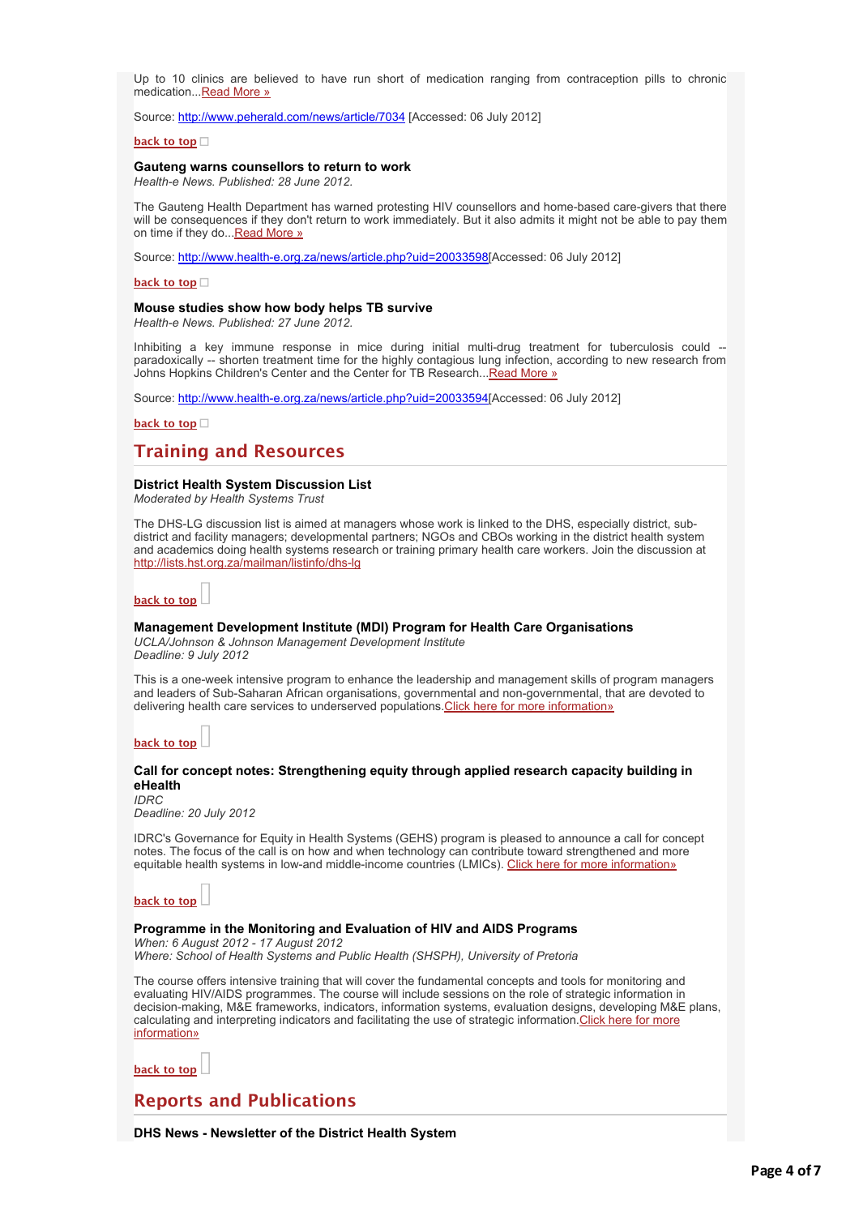Up to 10 clinics are believed to have run short of medication ranging from contraception pills to chronic medication...Read More »

Source: http://www.peherald.com/news/article/7034 [Accessed: 06 July 2012]

back to top

**Gauteng warns counsellors to return to work**
*Health-e News. Published: 28 June 2012.*

The Gauteng Health Department has warned protesting HIV counsellors and home-based care-givers that there will be consequences if they don't return to work immediately. But it also admits it might not be able to pay them on time if they do...Read More »

Source: http://www.health-e.org.za/news/article.php?uid=20033598[Accessed: 06 July 2012]

back to top

**Mouse studies show how body helps TB survive**
*Health-e News. Published: 27 June 2012.*

Inhibiting a key immune response in mice during initial multi-drug treatment for tuberculosis could -- paradoxically -- shorten treatment time for the highly contagious lung infection, according to new research from Johns Hopkins Children's Center and the Center for TB Research...Read More »

Source: http://www.health-e.org.za/news/article.php?uid=20033594[Accessed: 06 July 2012]

back to top

## Training and Resources

**District Health System Discussion List**
*Moderated by Health Systems Trust*

The DHS-LG discussion list is aimed at managers whose work is linked to the DHS, especially district, sub-district and facility managers; developmental partners; NGOs and CBOs working in the district health system and academics doing health systems research or training primary health care workers. Join the discussion at http://lists.hst.org.za/mailman/listinfo/dhs-lg

back to top

**Management Development Institute (MDI) Program for Health Care Organisations**
*UCLA/Johnson & Johnson Management Development Institute*
*Deadline: 9 July 2012*

This is a one-week intensive program to enhance the leadership and management skills of program managers and leaders of Sub-Saharan African organisations, governmental and non-governmental, that are devoted to delivering health care services to underserved populations.Click here for more information»

back to top

**Call for concept notes: Strengthening equity through applied research capacity building in eHealth**
*IDRC*
*Deadline: 20 July 2012*

IDRC's Governance for Equity in Health Systems (GEHS) program is pleased to announce a call for concept notes. The focus of the call is on how and when technology can contribute toward strengthened and more equitable health systems in low-and middle-income countries (LMICs). Click here for more information»

back to top

**Programme in the Monitoring and Evaluation of HIV and AIDS Programs**
*When: 6 August 2012 - 17 August 2012*
*Where: School of Health Systems and Public Health (SHSPH), University of Pretoria*

The course offers intensive training that will cover the fundamental concepts and tools for monitoring and evaluating HIV/AIDS programmes. The course will include sessions on the role of strategic information in decision-making, M&E frameworks, indicators, information systems, evaluation designs, developing M&E plans, calculating and interpreting indicators and facilitating the use of strategic information.Click here for more information»

back to top

## Reports and Publications

**DHS News - Newsletter of the District Health System**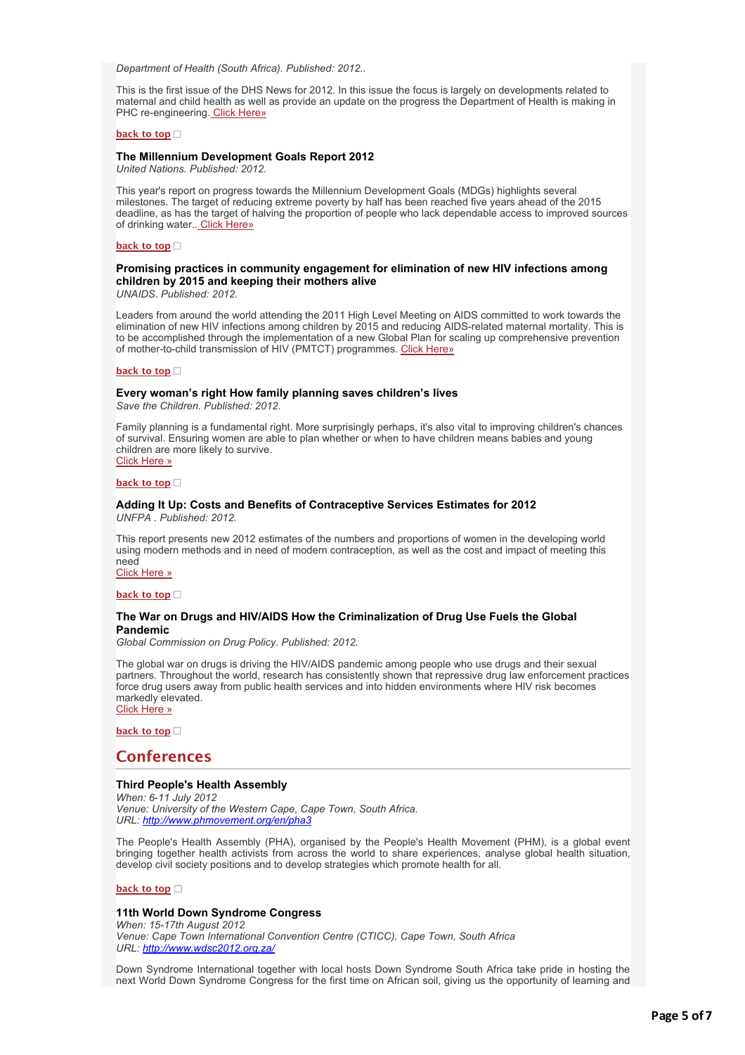*Department of Health (South Africa). Published: 2012..*

This is the first issue of the DHS News for 2012. In this issue the focus is largely on developments related to maternal and child health as well as provide an update on the progress the Department of Health is making in PHC re-engineering. Click Here»

**back to top**

**The Millennium Development Goals Report 2012**
*United Nations. Published: 2012.*

This year's report on progress towards the Millennium Development Goals (MDGs) highlights several milestones. The target of reducing extreme poverty by half has been reached five years ahead of the 2015 deadline, as has the target of halving the proportion of people who lack dependable access to improved sources of drinking water.. Click Here»

**back to top**

**Promising practices in community engagement for elimination of new HIV infections among children by 2015 and keeping their mothers alive**
*UNAIDS. Published: 2012.*

Leaders from around the world attending the 2011 High Level Meeting on AIDS committed to work towards the elimination of new HIV infections among children by 2015 and reducing AIDS-related maternal mortality. This is to be accomplished through the implementation of a new Global Plan for scaling up comprehensive prevention of mother-to-child transmission of HIV (PMTCT) programmes. Click Here»

**back to top**

**Every woman's right How family planning saves children's lives**
*Save the Children. Published: 2012.*

Family planning is a fundamental right. More surprisingly perhaps, it's also vital to improving children's chances of survival. Ensuring women are able to plan whether or when to have children means babies and young children are more likely to survive.
Click Here »

**back to top**

**Adding It Up: Costs and Benefits of Contraceptive Services Estimates for 2012**
*UNFPA . Published: 2012.*

This report presents new 2012 estimates of the numbers and proportions of women in the developing world using modern methods and in need of modern contraception, as well as the cost and impact of meeting this need
Click Here »

**back to top**

**The War on Drugs and HIV/AIDS How the Criminalization of Drug Use Fuels the Global Pandemic**
*Global Commission on Drug Policy. Published: 2012.*

The global war on drugs is driving the HIV/AIDS pandemic among people who use drugs and their sexual partners. Throughout the world, research has consistently shown that repressive drug law enforcement practices force drug users away from public health services and into hidden environments where HIV risk becomes markedly elevated.
Click Here »

**back to top**

## Conferences

**Third People's Health Assembly**
*When: 6-11 July 2012*
*Venue: University of the Western Cape, Cape Town, South Africa.*
*URL: http://www.phmovement.org/en/pha3*

The People's Health Assembly (PHA), organised by the People's Health Movement (PHM), is a global event bringing together health activists from across the world to share experiences, analyse global health situation, develop civil society positions and to develop strategies which promote health for all.

**back to top**

**11th World Down Syndrome Congress**
*When: 15-17th August 2012*
*Venue: Cape Town International Convention Centre (CTICC), Cape Town, South Africa*
*URL: http://www.wdsc2012.org.za/*

Down Syndrome International together with local hosts Down Syndrome South Africa take pride in hosting the next World Down Syndrome Congress for the first time on African soil, giving us the opportunity of learning and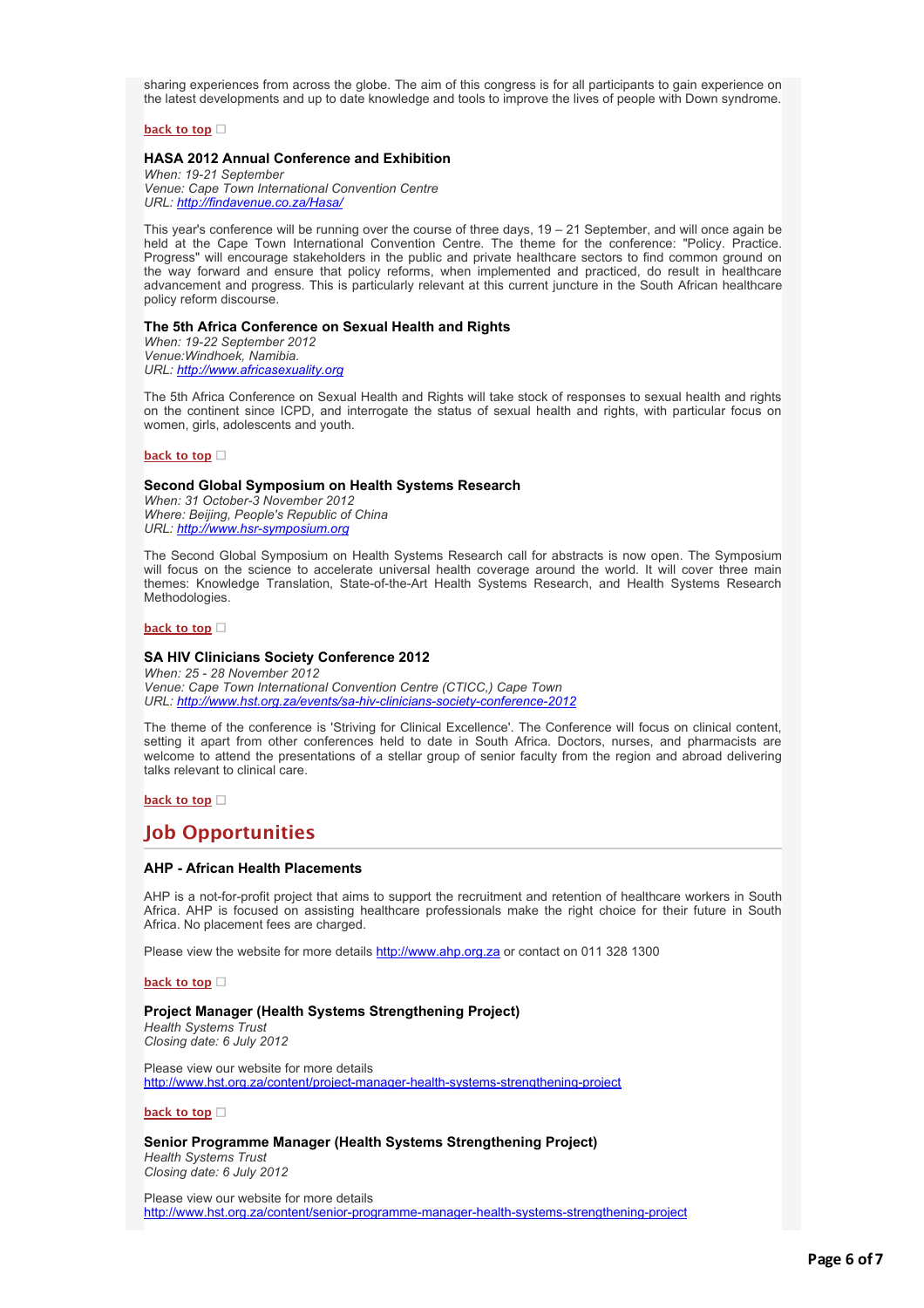sharing experiences from across the globe. The aim of this congress is for all participants to gain experience on the latest developments and up to date knowledge and tools to improve the lives of people with Down syndrome.

**back to top**

### HASA 2012 Annual Conference and Exhibition

*When: 19-21 September*
*Venue: Cape Town International Convention Centre*
*URL: http://findavenue.co.za/Hasa/*

This year's conference will be running over the course of three days, 19 – 21 September, and will once again be held at the Cape Town International Convention Centre. The theme for the conference: "Policy. Practice. Progress" will encourage stakeholders in the public and private healthcare sectors to find common ground on the way forward and ensure that policy reforms, when implemented and practiced, do result in healthcare advancement and progress. This is particularly relevant at this current juncture in the South African healthcare policy reform discourse.

### The 5th Africa Conference on Sexual Health and Rights

*When: 19-22 September 2012*
*Venue:Windhoek, Namibia.*
*URL: http://www.africasexuality.org*

The 5th Africa Conference on Sexual Health and Rights will take stock of responses to sexual health and rights on the continent since ICPD, and interrogate the status of sexual health and rights, with particular focus on women, girls, adolescents and youth.

**back to top**

### Second Global Symposium on Health Systems Research

*When: 31 October-3 November 2012*
*Where: Beijing, People's Republic of China*
*URL: http://www.hsr-symposium.org*

The Second Global Symposium on Health Systems Research call for abstracts is now open. The Symposium will focus on the science to accelerate universal health coverage around the world. It will cover three main themes: Knowledge Translation, State-of-the-Art Health Systems Research, and Health Systems Research Methodologies.

**back to top**

### SA HIV Clinicians Society Conference 2012

*When: 25 - 28 November 2012*
*Venue: Cape Town International Convention Centre (CTICC,) Cape Town*
*URL: http://www.hst.org.za/events/sa-hiv-clinicians-society-conference-2012*

The theme of the conference is 'Striving for Clinical Excellence'. The Conference will focus on clinical content, setting it apart from other conferences held to date in South Africa. Doctors, nurses, and pharmacists are welcome to attend the presentations of a stellar group of senior faculty from the region and abroad delivering talks relevant to clinical care.

**back to top**

## Job Opportunities

### AHP - African Health Placements

AHP is a not-for-profit project that aims to support the recruitment and retention of healthcare workers in South Africa. AHP is focused on assisting healthcare professionals make the right choice for their future in South Africa. No placement fees are charged.

Please view the website for more details http://www.ahp.org.za or contact on 011 328 1300

**back to top**

### Project Manager (Health Systems Strengthening Project)

*Health Systems Trust*
*Closing date: 6 July 2012*

Please view our website for more details
http://www.hst.org.za/content/project-manager-health-systems-strengthening-project

**back to top**

### Senior Programme Manager (Health Systems Strengthening Project)

*Health Systems Trust*
*Closing date: 6 July 2012*

Please view our website for more details
http://www.hst.org.za/content/senior-programme-manager-health-systems-strengthening-project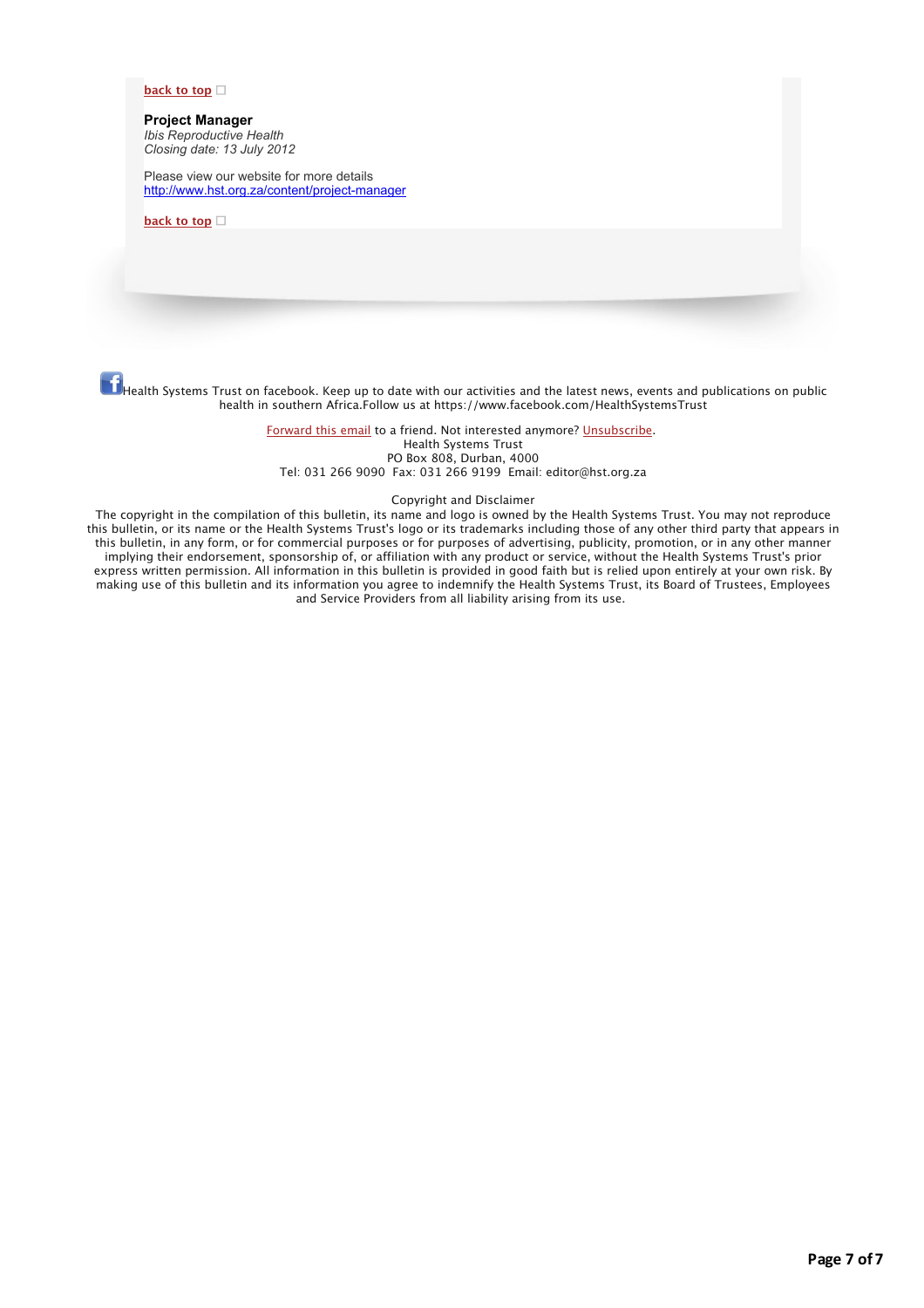back to top

**Project Manager**
*Ibis Reproductive Health*
*Closing date: 13 July 2012*

Please view our website for more details
http://www.hst.org.za/content/project-manager

back to top

Health Systems Trust on facebook. Keep up to date with our activities and the latest news, events and publications on public health in southern Africa.Follow us at https://www.facebook.com/HealthSystemsTrust

Forward this email to a friend. Not interested anymore? Unsubscribe.
Health Systems Trust
PO Box 808, Durban, 4000
Tel: 031 266 9090 Fax: 031 266 9199 Email: editor@hst.org.za

Copyright and Disclaimer
The copyright in the compilation of this bulletin, its name and logo is owned by the Health Systems Trust. You may not reproduce this bulletin, or its name or the Health Systems Trust's logo or its trademarks including those of any other third party that appears in this bulletin, in any form, or for commercial purposes or for purposes of advertising, publicity, promotion, or in any other manner implying their endorsement, sponsorship of, or affiliation with any product or service, without the Health Systems Trust's prior express written permission. All information in this bulletin is provided in good faith but is relied upon entirely at your own risk. By making use of this bulletin and its information you agree to indemnify the Health Systems Trust, its Board of Trustees, Employees and Service Providers from all liability arising from its use.